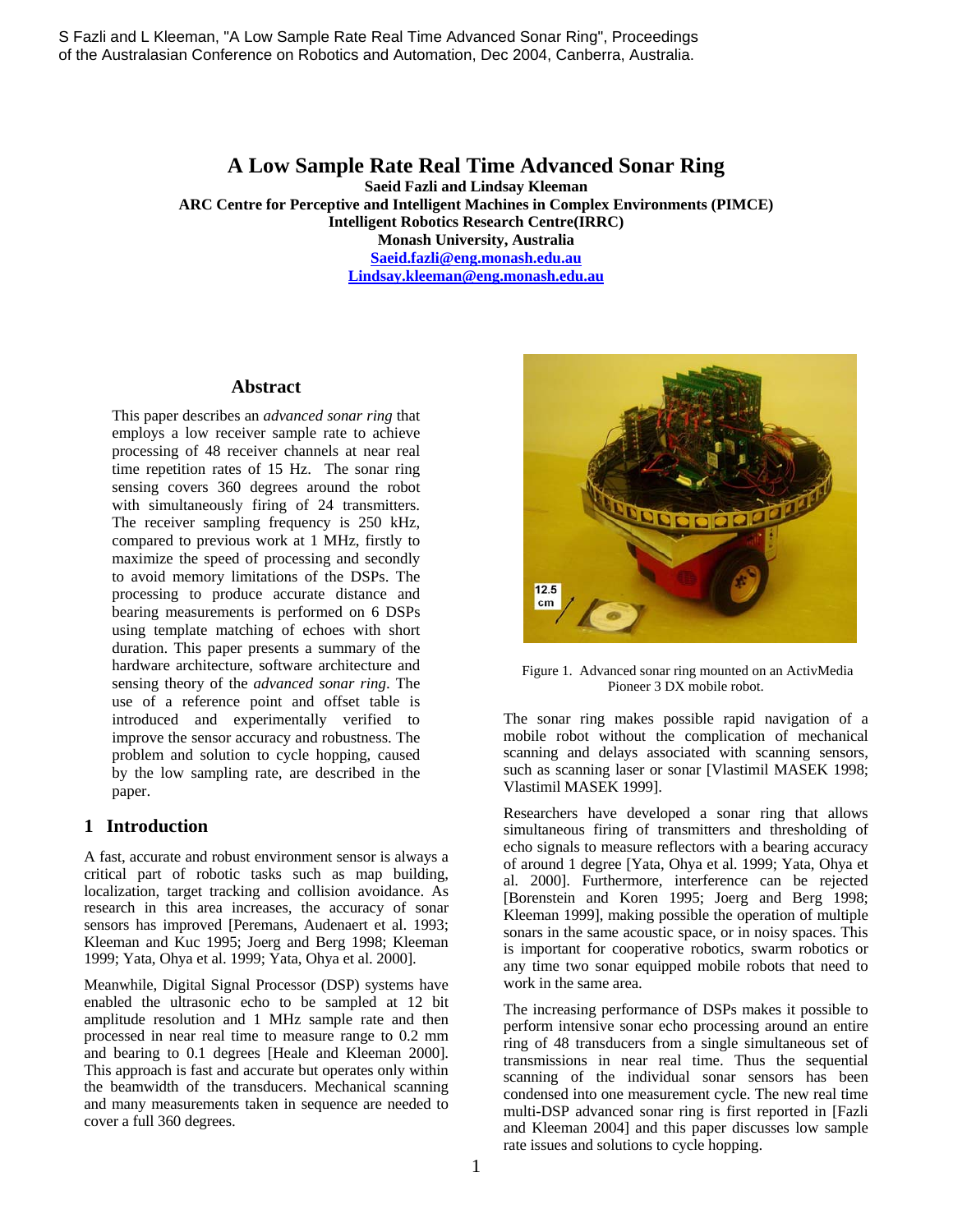S Fazli and L Kleeman, "A Low Sample Rate Real Time Advanced Sonar Ring", Proceedings of the Australasian Conference on Robotics and Automation, Dec 2004, Canberra, Australia.

# A Low Sample Rate Real Time Advanced Sonar Ring

**Saeid Fazli and Lindsay Kleeman**
**ARC Centre for Perceptive and Intelligent Machines in Complex Environments (PIMCE)**
**Intelligent Robotics Research Centre(IRRC)**
**Monash University, Australia**
**Saeid.fazli@eng.monash.edu.au**
**Lindsay.kleeman@eng.monash.edu.au**

## Abstract

This paper describes an *advanced sonar ring* that employs a low receiver sample rate to achieve processing of 48 receiver channels at near real time repetition rates of 15 Hz. The sonar ring sensing covers 360 degrees around the robot with simultaneously firing of 24 transmitters. The receiver sampling frequency is 250 kHz, compared to previous work at 1 MHz, firstly to maximize the speed of processing and secondly to avoid memory limitations of the DSPs. The processing to produce accurate distance and bearing measurements is performed on 6 DSPs using template matching of echoes with short duration. This paper presents a summary of the hardware architecture, software architecture and sensing theory of the *advanced sonar ring*. The use of a reference point and offset table is introduced and experimentally verified to improve the sensor accuracy and robustness. The problem and solution to cycle hopping, caused by the low sampling rate, are described in the paper.

## 1 Introduction

A fast, accurate and robust environment sensor is always a critical part of robotic tasks such as map building, localization, target tracking and collision avoidance. As research in this area increases, the accuracy of sonar sensors has improved [Peremans, Audenaert et al. 1993; Kleeman and Kuc 1995; Joerg and Berg 1998; Kleeman 1999; Yata, Ohya et al. 1999; Yata, Ohya et al. 2000].

Meanwhile, Digital Signal Processor (DSP) systems have enabled the ultrasonic echo to be sampled at 12 bit amplitude resolution and 1 MHz sample rate and then processed in near real time to measure range to 0.2 mm and bearing to 0.1 degrees [Heale and Kleeman 2000]. This approach is fast and accurate but operates only within the beamwidth of the transducers. Mechanical scanning and many measurements taken in sequence are needed to cover a full 360 degrees.

Figure 1. Advanced sonar ring mounted on an ActivMedia Pioneer 3 DX mobile robot.

The sonar ring makes possible rapid navigation of a mobile robot without the complication of mechanical scanning and delays associated with scanning sensors, such as scanning laser or sonar [Vlastimil MASEK 1998; Vlastimil MASEK 1999].

Researchers have developed a sonar ring that allows simultaneous firing of transmitters and thresholding of echo signals to measure reflectors with a bearing accuracy of around 1 degree [Yata, Ohya et al. 1999; Yata, Ohya et al. 2000]. Furthermore, interference can be rejected [Borenstein and Koren 1995; Joerg and Berg 1998; Kleeman 1999], making possible the operation of multiple sonars in the same acoustic space, or in noisy spaces. This is important for cooperative robotics, swarm robotics or any time two sonar equipped mobile robots that need to work in the same area.

The increasing performance of DSPs makes it possible to perform intensive sonar echo processing around an entire ring of 48 transducers from a single simultaneous set of transmissions in near real time. Thus the sequential scanning of the individual sonar sensors has been condensed into one measurement cycle. The new real time multi-DSP advanced sonar ring is first reported in [Fazli and Kleeman 2004] and this paper discusses low sample rate issues and solutions to cycle hopping.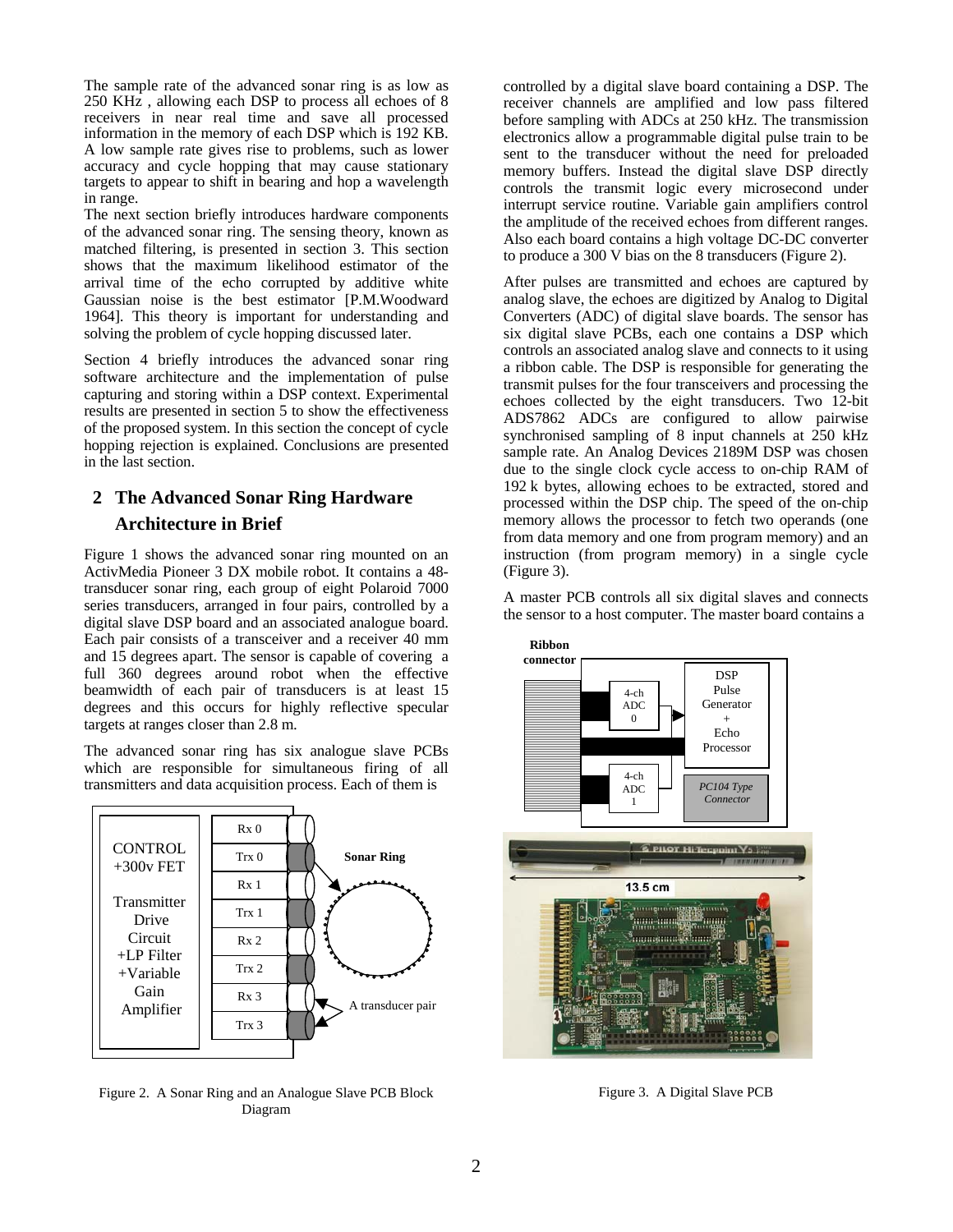The sample rate of the advanced sonar ring is as low as 250 KHz , allowing each DSP to process all echoes of 8 receivers in near real time and save all processed information in the memory of each DSP which is 192 KB. A low sample rate gives rise to problems, such as lower accuracy and cycle hopping that may cause stationary targets to appear to shift in bearing and hop a wavelength in range.

The next section briefly introduces hardware components of the advanced sonar ring. The sensing theory, known as matched filtering, is presented in section 3. This section shows that the maximum likelihood estimator of the arrival time of the echo corrupted by additive white Gaussian noise is the best estimator [P.M.Woodward 1964]. This theory is important for understanding and solving the problem of cycle hopping discussed later.

Section 4 briefly introduces the advanced sonar ring software architecture and the implementation of pulse capturing and storing within a DSP context. Experimental results are presented in section 5 to show the effectiveness of the proposed system. In this section the concept of cycle hopping rejection is explained. Conclusions are presented in the last section.

## 2 The Advanced Sonar Ring Hardware Architecture in Brief

Figure 1 shows the advanced sonar ring mounted on an ActivMedia Pioneer 3 DX mobile robot. It contains a 48-transducer sonar ring, each group of eight Polaroid 7000 series transducers, arranged in four pairs, controlled by a digital slave DSP board and an associated analogue board. Each pair consists of a transceiver and a receiver 40 mm and 15 degrees apart. The sensor is capable of covering a full 360 degrees around robot when the effective beamwidth of each pair of transducers is at least 15 degrees and this occurs for highly reflective specular targets at ranges closer than 2.8 m.

The advanced sonar ring has six analogue slave PCBs which are responsible for simultaneous firing of all transmitters and data acquisition process. Each of them is controlled by a digital slave board containing a DSP. The receiver channels are amplified and low pass filtered before sampling with ADCs at 250 kHz. The transmission electronics allow a programmable digital pulse train to be sent to the transducer without the need for preloaded memory buffers. Instead the digital slave DSP directly controls the transmit logic every microsecond under interrupt service routine. Variable gain amplifiers control the amplitude of the received echoes from different ranges. Also each board contains a high voltage DC-DC converter to produce a 300 V bias on the 8 transducers (Figure 2).

CONTROL +300v FET

Transmitter Drive Circuit +LP Filter +Variable Gain Amplifier

Rx 0, Trx 0, Rx 1, Trx 1, Rx 2, Trx 2, Rx 3, Trx 3

Sonar Ring

A transducer pair

Figure 2. A Sonar Ring and an Analogue Slave PCB Block Diagram

After pulses are transmitted and echoes are captured by analog slave, the echoes are digitized by Analog to Digital Converters (ADC) of digital slave boards. The sensor has six digital slave PCBs, each one contains a DSP which controls an associated analog slave and connects to it using a ribbon cable. The DSP is responsible for generating the transmit pulses for the four transceivers and processing the echoes collected by the eight transducers. Two 12-bit ADS7862 ADCs are configured to allow pairwise synchronised sampling of 8 input channels at 250 kHz sample rate. An Analog Devices 2189M DSP was chosen due to the single clock cycle access to on-chip RAM of 192 k bytes, allowing echoes to be extracted, stored and processed within the DSP chip. The speed of the on-chip memory allows the processor to fetch two operands (one from data memory and one from program memory) and an instruction (from program memory) in a single cycle (Figure 3).

A master PCB controls all six digital slaves and connects the sensor to a host computer. The master board contains a

Ribbon connector

4-ch ADC 0

4-ch ADC 1

DSP Pulse Generator + Echo Processor

*PC104 Type Connector*

13.5 cm

Figure 3. A Digital Slave PCB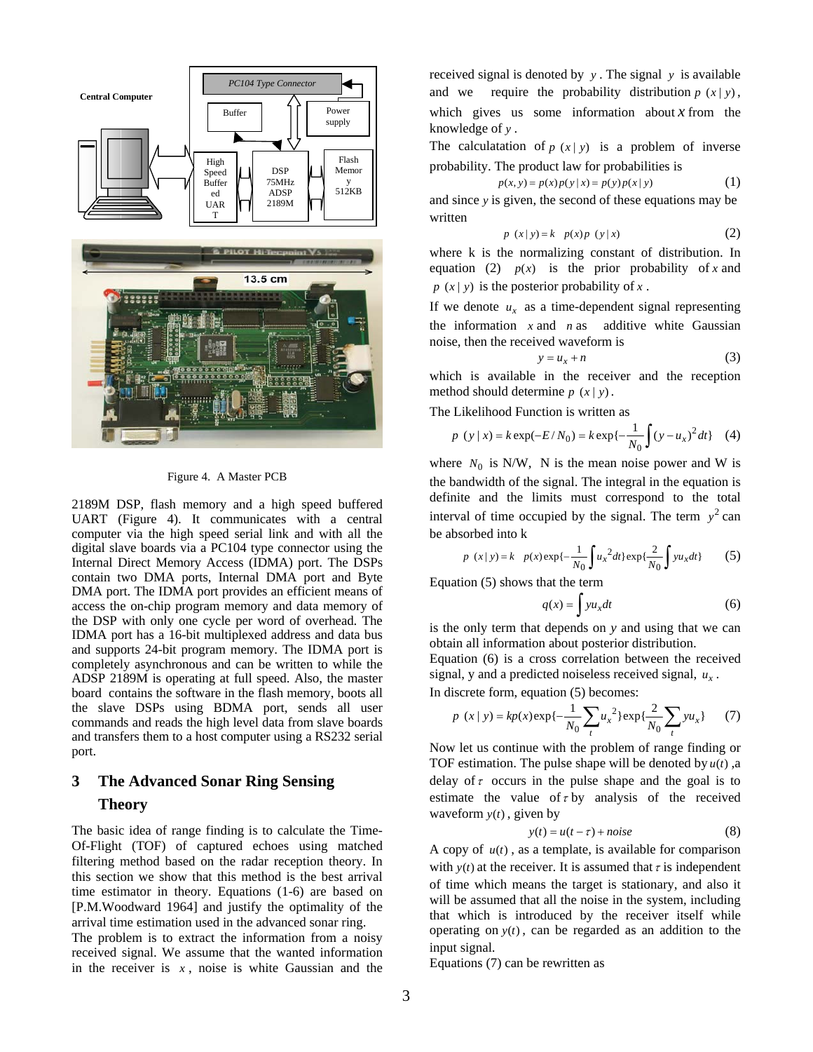Figure 4. A Master PCB

2189M DSP, flash memory and a high speed buffered UART (Figure 4). It communicates with a central computer via the high speed serial link and with all the digital slave boards via a PC104 type connector using the Internal Direct Memory Access (IDMA) port. The DSPs contain two DMA ports, Internal DMA port and Byte DMA port. The IDMA port provides an efficient means of access the on-chip program memory and data memory of the DSP with only one cycle per word of overhead. The IDMA port has a 16-bit multiplexed address and data bus and supports 24-bit program memory. The IDMA port is completely asynchronous and can be written to while the ADSP 2189M is operating at full speed. Also, the master board contains the software in the flash memory, boots all the slave DSPs using BDMA port, sends all user commands and reads the high level data from slave boards and transfers them to a host computer using a RS232 serial port.

## 3 The Advanced Sonar Ring Sensing Theory

The basic idea of range finding is to calculate the Time-Of-Flight (TOF) of captured echoes using matched filtering method based on the radar reception theory. In this section we show that this method is the best arrival time estimator in theory. Equations (1-6) are based on [P.M.Woodward 1964] and justify the optimality of the arrival time estimation used in the advanced sonar ring.

The problem is to extract the information from a noisy received signal. We assume that the wanted information in the receiver is $x$, noise is white Gaussian and the received signal is denoted by $y$. The signal $y$ is available and we require the probability distribution $p\ (x\,|\,y)$, which gives us some information about $x$ from the knowledge of $y$.

The calculatation of $p\ (x\,|\,y)$ is a problem of inverse probability. The product law for probabilities is

$$p(x,y) = p(x)p(y\,|\,x) = p(y)p(x\,|\,y) \tag{1}$$

and since $y$ is given, the second of these equations may be written

$$p\ (x\,|\,y) = k\ \ p(x)p\ (y\,|\,x) \tag{2}$$

where k is the normalizing constant of distribution. In equation (2) $p(x)$ is the prior probability of $x$ and $p\ (x\,|\,y)$ is the posterior probability of $x$.

If we denote $u_x$ as a time-dependent signal representing the information $x$ and $n$ as additive white Gaussian noise, then the received waveform is

$$y = u_x + n \tag{3}$$

which is available in the receiver and the reception method should determine $p\ (x\,|\,y)$.

The Likelihood Function is written as

$$p\ (y\,|\,x) = k\exp(-E/N_0) = k\exp\{-\frac{1}{N_0}\int (y-u_x)^2 dt\} \tag{4}$$

where $N_0$ is N/W, N is the mean noise power and W is the bandwidth of the signal. The integral in the equation is definite and the limits must correspond to the total interval of time occupied by the signal. The term $y^2$ can be absorbed into k

$$p\ (x\,|\,y) = k\ \ p(x)\exp\{-\frac{1}{N_0}\int {u_x}^2 dt\}\exp\{\frac{2}{N_0}\int y u_x dt\} \tag{5}$$

Equation (5) shows that the term

$$q(x) = \int y u_x dt \tag{6}$$

is the only term that depends on $y$ and using that we can obtain all information about posterior distribution.

Equation (6) is a cross correlation between the received signal, y and a predicted noiseless received signal, $u_x$.

In discrete form, equation (5) becomes:

$$p\ (x\,|\,y) = kp(x)\exp\{-\frac{1}{N_0}\sum_t {u_x}^2\}\exp\{\frac{2}{N_0}\sum_t y u_x\} \tag{7}$$

Now let us continue with the problem of range finding or TOF estimation. The pulse shape will be denoted by $u(t)$ ,a delay of $\tau$ occurs in the pulse shape and the goal is to estimate the value of $\tau$ by analysis of the received waveform $y(t)$, given by

$$y(t) = u(t-\tau) + noise \tag{8}$$

A copy of $u(t)$, as a template, is available for comparison with $y(t)$ at the receiver. It is assumed that $\tau$ is independent of time which means the target is stationary, and also it will be assumed that all the noise in the system, including that which is introduced by the receiver itself while operating on $y(t)$, can be regarded as an addition to the input signal.

Equations (7) can be rewritten as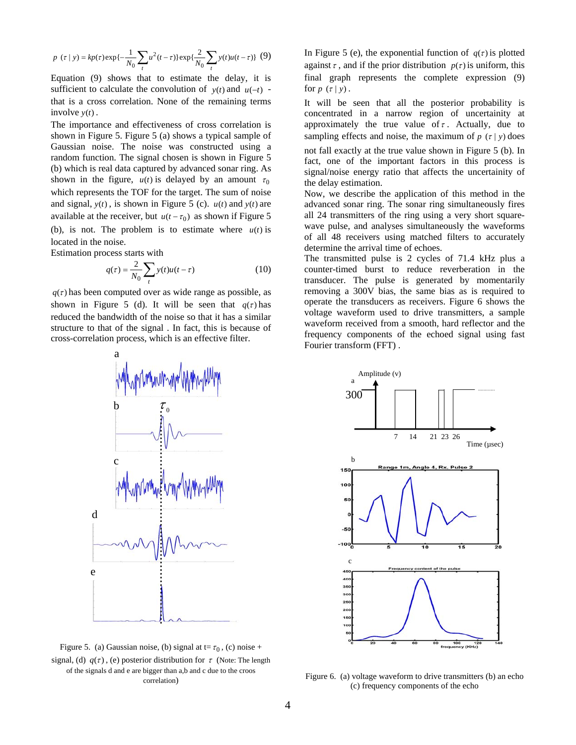$$p\ (\tau \mid y) = kp(\tau)\exp\{-\frac{1}{N_0}\sum_t u^2(t-\tau)\}\exp\{\frac{2}{N_0}\sum_t y(t)u(t-\tau)\} \quad (9)$$

Equation (9) shows that to estimate the delay, it is sufficient to calculate the convolution of $y(t)$ and $u(-t)$ - that is a cross correlation. None of the remaining terms involve $y(t)$.

The importance and effectiveness of cross correlation is shown in Figure 5. Figure 5 (a) shows a typical sample of Gaussian noise. The noise was constructed using a random function. The signal chosen is shown in Figure 5 (b) which is real data captured by advanced sonar ring. As shown in the figure, $u(t)$ is delayed by an amount $\tau_0$ which represents the TOF for the target. The sum of noise and signal, $y(t)$, is shown in Figure 5 (c). $u(t)$ and $y(t)$ are available at the receiver, but $u(t-\tau_0)$ as shown if Figure 5 (b), is not. The problem is to estimate where $u(t)$ is located in the noise.

Estimation process starts with

$$q(\tau) = \frac{2}{N_0}\sum_t y(t)u(t-\tau) \quad (10)$$

$q(\tau)$ has been computed over as wide range as possible, as shown in Figure 5 (d). It will be seen that $q(\tau)$ has reduced the bandwidth of the noise so that it has a similar structure to that of the signal . In fact, this is because of cross-correlation process, which is an effective filter.

Figure 5. (a) Gaussian noise, (b) signal at t= $\tau_0$, (c) noise + signal, (d) $q(\tau)$, (e) posterior distribution for $\tau$ (Note: The length of the signals d and e are bigger than a,b and c due to the croos correlation)

In Figure 5 (e), the exponential function of $q(\tau)$ is plotted against $\tau$, and if the prior distribution $p(\tau)$ is uniform, this final graph represents the complete expression (9) for $p\ (\tau \mid y)$.

It will be seen that all the posterior probability is concentrated in a narrow region of uncertainity at approximately the true value of $\tau$. Actually, due to sampling effects and noise, the maximum of $p\ (\tau \mid y)$ does not fall exactly at the true value shown in Figure 5 (b). In fact, one of the important factors in this process is signal/noise energy ratio that affects the uncertainity of the delay estimation.

Now, we describe the application of this method in the advanced sonar ring. The sonar ring simultaneously fires all 24 transmitters of the ring using a very short square-wave pulse, and analyses simultaneously the waveforms of all 48 receivers using matched filters to accurately determine the arrival time of echoes.

The transmitted pulse is 2 cycles of 71.4 kHz plus a counter-timed burst to reduce reverberation in the transducer. The pulse is generated by momentarily removing a 300V bias, the same bias as is required to operate the transducers as receivers. Figure 6 shows the voltage waveform used to drive transmitters, a sample waveform received from a smooth, hard reflector and the frequency components of the echoed signal using fast Fourier transform (FFT) .

Figure 6. (a) voltage waveform to drive transmitters (b) an echo (c) frequency components of the echo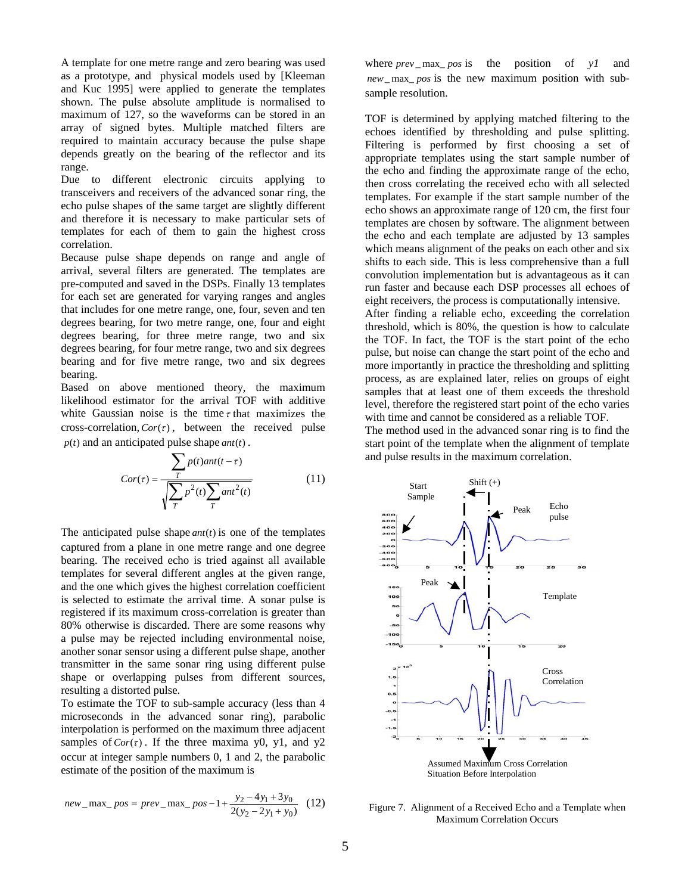A template for one metre range and zero bearing was used as a prototype, and physical models used by [Kleeman and Kuc 1995] were applied to generate the templates shown. The pulse amplitude is normalised to maximum of 127, so the waveforms can be stored in an array of signed bytes. Multiple matched filters are required to maintain accuracy because the pulse shape depends greatly on the bearing of the reflector and its range.

Due to different electronic circuits applying to transceivers and receivers of the advanced sonar ring, the echo pulse shapes of the same target are slightly different and therefore it is necessary to make particular sets of templates for each of them to gain the highest cross correlation.

Because pulse shape depends on range and angle of arrival, several filters are generated. The templates are pre-computed and saved in the DSPs. Finally 13 templates for each set are generated for varying ranges and angles that includes for one metre range, one, four, seven and ten degrees bearing, for two metre range, one, four and eight degrees bearing, for three metre range, two and six degrees bearing, for four metre range, two and six degrees bearing and for five metre range, two and six degrees bearing.

Based on above mentioned theory, the maximum likelihood estimator for the arrival TOF with additive white Gaussian noise is the time $\tau$ that maximizes the cross-correlation, $Cor(\tau)$, between the received pulse $p(t)$ and an anticipated pulse shape $ant(t)$.

$$Cor(\tau) = \frac{\sum_{T} p(t)ant(t-\tau)}{\sqrt{\sum_{T} p^2(t) \sum_{T} ant^2(t)}} \tag{11}$$

The anticipated pulse shape $ant(t)$ is one of the templates captured from a plane in one metre range and one degree bearing. The received echo is tried against all available templates for several different angles at the given range, and the one which gives the highest correlation coefficient is selected to estimate the arrival time. A sonar pulse is registered if its maximum cross-correlation is greater than 80% otherwise is discarded. There are some reasons why a pulse may be rejected including environmental noise, another sonar sensor using a different pulse shape, another transmitter in the same sonar ring using different pulse shape or overlapping pulses from different sources, resulting a distorted pulse.

To estimate the TOF to sub-sample accuracy (less than 4 microseconds in the advanced sonar ring), parabolic interpolation is performed on the maximum three adjacent samples of $Cor(\tau)$. If the three maxima y0, y1, and y2 occur at integer sample numbers 0, 1 and 2, the parabolic estimate of the position of the maximum is

$$new\_max\_pos = prev\_max\_pos - 1 + \frac{y_2 - 4y_1 + 3y_0}{2(y_2 - 2y_1 + y_0)} \tag{12}$$

where $prev\_max\_pos$ is the position of $y1$ and $new\_max\_pos$ is the new maximum position with sub-sample resolution.

TOF is determined by applying matched filtering to the echoes identified by thresholding and pulse splitting. Filtering is performed by first choosing a set of appropriate templates using the start sample number of the echo and finding the approximate range of the echo, then cross correlating the received echo with all selected templates. For example if the start sample number of the echo shows an approximate range of 120 cm, the first four templates are chosen by software. The alignment between the echo and each template are adjusted by 13 samples which means alignment of the peaks on each other and six shifts to each side. This is less comprehensive than a full convolution implementation but is advantageous as it can run faster and because each DSP processes all echoes of eight receivers, the process is computationally intensive.

After finding a reliable echo, exceeding the correlation threshold, which is 80%, the question is how to calculate the TOF. In fact, the TOF is the start point of the echo pulse, but noise can change the start point of the echo and more importantly in practice the thresholding and splitting process, as are explained later, relies on groups of eight samples that at least one of them exceeds the threshold level, therefore the registered start point of the echo varies with time and cannot be considered as a reliable TOF.

The method used in the advanced sonar ring is to find the start point of the template when the alignment of template and pulse results in the maximum correlation.

Figure 7. Alignment of a Received Echo and a Template when Maximum Correlation Occurs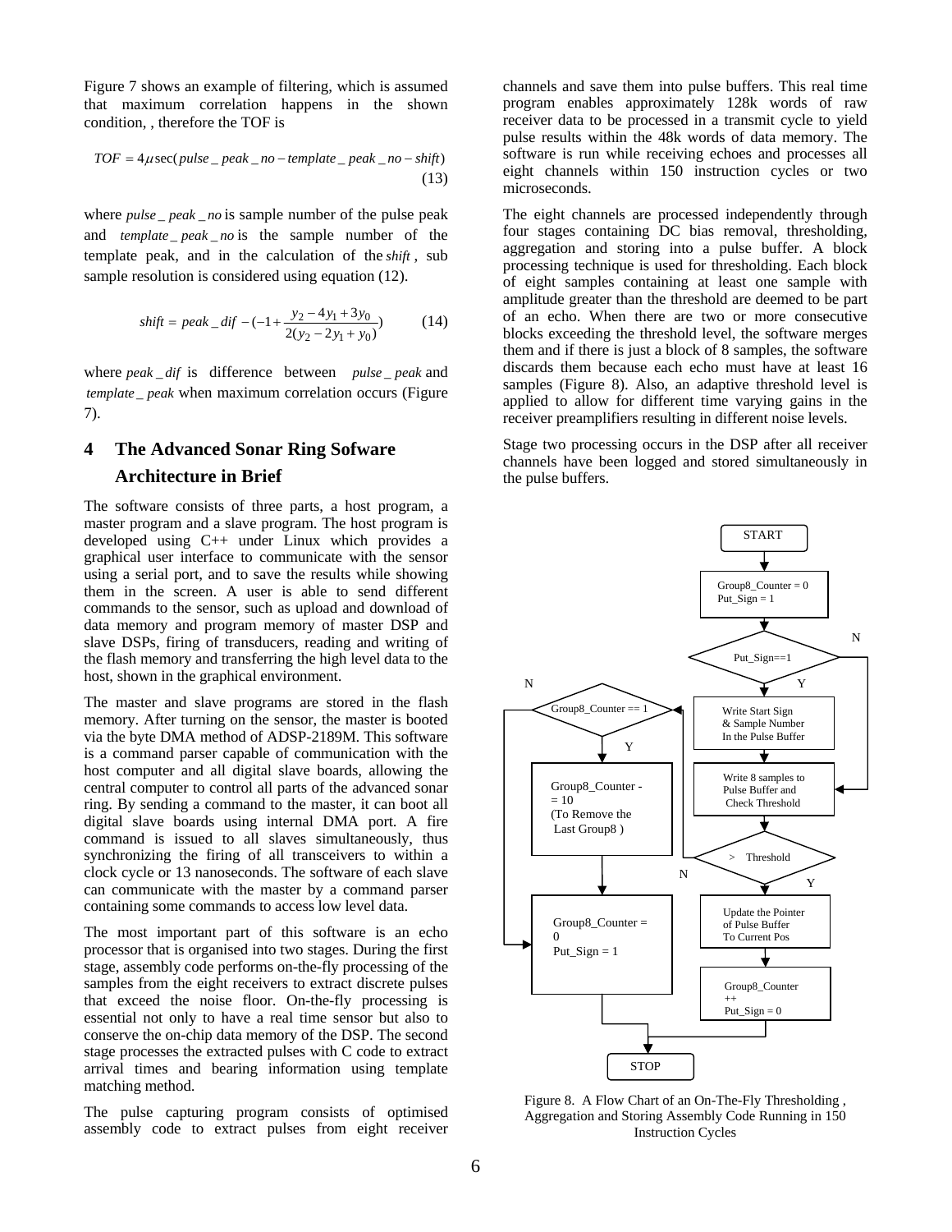Figure 7 shows an example of filtering, which is assumed that maximum correlation happens in the shown condition, , therefore the TOF is

$$TOF = 4\mu\sec(pulse\_peak\_no - template\_peak\_no - shift) \tag{13}$$

where $pulse\_peak\_no$ is sample number of the pulse peak and $template\_peak\_no$ is the sample number of the template peak, and in the calculation of the $shift$, sub sample resolution is considered using equation (12).

$$shift = peak\_dif - (-1 + \frac{y_2 - 4y_1 + 3y_0}{2(y_2 - 2y_1 + y_0)}) \tag{14}$$

where $peak\_dif$ is difference between $pulse\_peak$ and $template\_peak$ when maximum correlation occurs (Figure 7).

# 4 The Advanced Sonar Ring Sofware Architecture in Brief

The software consists of three parts, a host program, a master program and a slave program. The host program is developed using C++ under Linux which provides a graphical user interface to communicate with the sensor using a serial port, and to save the results while showing them in the screen. A user is able to send different commands to the sensor, such as upload and download of data memory and program memory of master DSP and slave DSPs, firing of transducers, reading and writing of the flash memory and transferring the high level data to the host, shown in the graphical environment.

The master and slave programs are stored in the flash memory. After turning on the sensor, the master is booted via the byte DMA method of ADSP-2189M. This software is a command parser capable of communication with the host computer and all digital slave boards, allowing the central computer to control all parts of the advanced sonar ring. By sending a command to the master, it can boot all digital slave boards using internal DMA port. A fire command is issued to all slaves simultaneously, thus synchronizing the firing of all transceivers to within a clock cycle or 13 nanoseconds. The software of each slave can communicate with the master by a command parser containing some commands to access low level data.

The most important part of this software is an echo processor that is organised into two stages. During the first stage, assembly code performs on-the-fly processing of the samples from the eight receivers to extract discrete pulses that exceed the noise floor. On-the-fly processing is essential not only to have a real time sensor but also to conserve the on-chip data memory of the DSP. The second stage processes the extracted pulses with C code to extract arrival times and bearing information using template matching method.

The pulse capturing program consists of optimised assembly code to extract pulses from eight receiver channels and save them into pulse buffers. This real time program enables approximately 128k words of raw receiver data to be processed in a transmit cycle to yield pulse results within the 48k words of data memory. The software is run while receiving echoes and processes all eight channels within 150 instruction cycles or two microseconds.

The eight channels are processed independently through four stages containing DC bias removal, thresholding, aggregation and storing into a pulse buffer. A block processing technique is used for thresholding. Each block of eight samples containing at least one sample with amplitude greater than the threshold are deemed to be part of an echo. When there are two or more consecutive blocks exceeding the threshold level, the software merges them and if there is just a block of 8 samples, the software discards them because each echo must have at least 16 samples (Figure 8). Also, an adaptive threshold level is applied to allow for different time varying gains in the receiver preamplifiers resulting in different noise levels.

Stage two processing occurs in the DSP after all receiver channels have been logged and stored simultaneously in the pulse buffers.

```
START
Group8_Counter = 0
Put_Sign = 1
Put_Sign==1 ? 
  Y: Write Start Sign & Sample Number In the Pulse Buffer
  N: (skip)
Write 8 samples to Pulse Buffer and Check Threshold
> Threshold ?
  Y: Update the Pointer of Pulse Buffer To Current Pos
     Group8_Counter ++
     Put_Sign = 0
     STOP
  N: Group8_Counter == 1 ?
       Y: Group8_Counter -= 10 (To Remove the Last Group8 )
       N: (skip)
     Group8_Counter = 0
     Put_Sign = 1
     STOP
```

Figure 8. A Flow Chart of an On-The-Fly Thresholding , Aggregation and Storing Assembly Code Running in 150 Instruction Cycles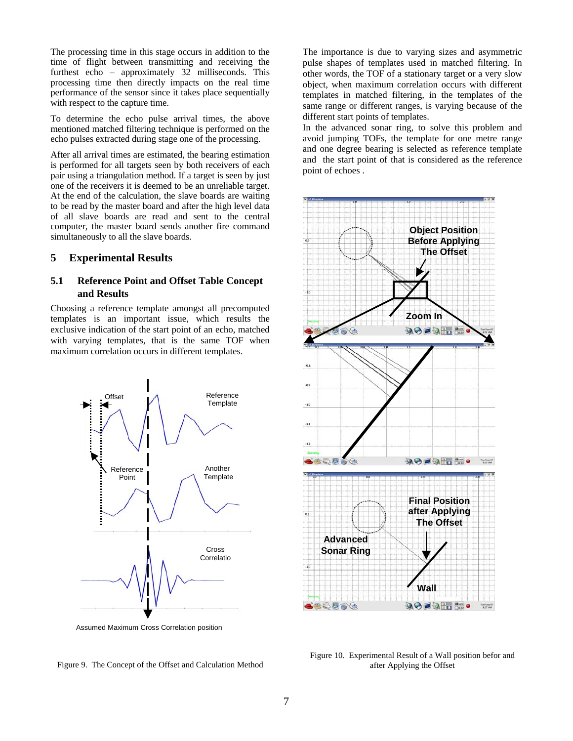The processing time in this stage occurs in addition to the time of flight between transmitting and receiving the furthest echo – approximately 32 milliseconds. This processing time then directly impacts on the real time performance of the sensor since it takes place sequentially with respect to the capture time.

To determine the echo pulse arrival times, the above mentioned matched filtering technique is performed on the echo pulses extracted during stage one of the processing.

After all arrival times are estimated, the bearing estimation is performed for all targets seen by both receivers of each pair using a triangulation method. If a target is seen by just one of the receivers it is deemed to be an unreliable target. At the end of the calculation, the slave boards are waiting to be read by the master board and after the high level data of all slave boards are read and sent to the central computer, the master board sends another fire command simultaneously to all the slave boards.

## 5 Experimental Results

### 5.1 Reference Point and Offset Table Concept and Results

Choosing a reference template amongst all precomputed templates is an important issue, which results the exclusive indication of the start point of an echo, matched with varying templates, that is the same TOF when maximum correlation occurs in different templates.

Figure 9. The Concept of the Offset and Calculation Method

The importance is due to varying sizes and asymmetric pulse shapes of templates used in matched filtering. In other words, the TOF of a stationary target or a very slow object, when maximum correlation occurs with different templates in matched filtering, in the templates of the same range or different ranges, is varying because of the different start points of templates.

In the advanced sonar ring, to solve this problem and avoid jumping TOFs, the template for one metre range and one degree bearing is selected as reference template and the start point of that is considered as the reference point of echoes .

Figure 10. Experimental Result of a Wall position befor and after Applying the Offset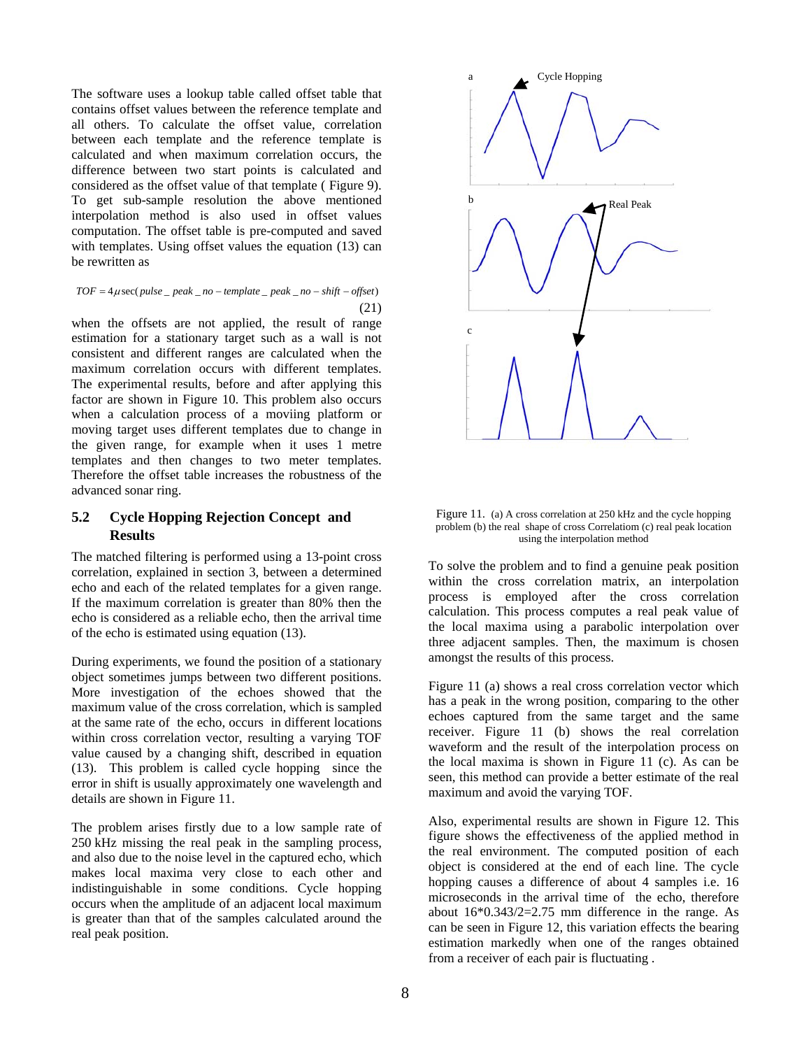The software uses a lookup table called offset table that contains offset values between the reference template and all others. To calculate the offset value, correlation between each template and the reference template is calculated and when maximum correlation occurs, the difference between two start points is calculated and considered as the offset value of that template ( Figure 9). To get sub-sample resolution the above mentioned interpolation method is also used in offset values computation. The offset table is pre-computed and saved with templates. Using offset values the equation (13) can be rewritten as

$$TOF = 4\mu\sec(pulse\_peak\_no - template\_peak\_no - shift - offset) \tag{21}$$

when the offsets are not applied, the result of range estimation for a stationary target such as a wall is not consistent and different ranges are calculated when the maximum correlation occurs with different templates. The experimental results, before and after applying this factor are shown in Figure 10. This problem also occurs when a calculation process of a moviing platform or moving target uses different templates due to change in the given range, for example when it uses 1 metre templates and then changes to two meter templates. Therefore the offset table increases the robustness of the advanced sonar ring.

## 5.2 Cycle Hopping Rejection Concept and Results

The matched filtering is performed using a 13-point cross correlation, explained in section 3, between a determined echo and each of the related templates for a given range. If the maximum correlation is greater than 80% then the echo is considered as a reliable echo, then the arrival time of the echo is estimated using equation (13).

During experiments, we found the position of a stationary object sometimes jumps between two different positions. More investigation of the echoes showed that the maximum value of the cross correlation, which is sampled at the same rate of the echo, occurs in different locations within cross correlation vector, resulting a varying TOF value caused by a changing shift, described in equation (13). This problem is called cycle hopping since the error in shift is usually approximately one wavelength and details are shown in Figure 11.

The problem arises firstly due to a low sample rate of 250 kHz missing the real peak in the sampling process, and also due to the noise level in the captured echo, which makes local maxima very close to each other and indistinguishable in some conditions. Cycle hopping occurs when the amplitude of an adjacent local maximum is greater than that of the samples calculated around the real peak position.

Figure 11. (a) A cross correlation at 250 kHz and the cycle hopping problem (b) the real shape of cross Correlatiom (c) real peak location using the interpolation method

To solve the problem and to find a genuine peak position within the cross correlation matrix, an interpolation process is employed after the cross correlation calculation. This process computes a real peak value of the local maxima using a parabolic interpolation over three adjacent samples. Then, the maximum is chosen amongst the results of this process.

Figure 11 (a) shows a real cross correlation vector which has a peak in the wrong position, comparing to the other echoes captured from the same target and the same receiver. Figure 11 (b) shows the real correlation waveform and the result of the interpolation process on the local maxima is shown in Figure 11 (c). As can be seen, this method can provide a better estimate of the real maximum and avoid the varying TOF.

Also, experimental results are shown in Figure 12. This figure shows the effectiveness of the applied method in the real environment. The computed position of each object is considered at the end of each line. The cycle hopping causes a difference of about 4 samples i.e. 16 microseconds in the arrival time of the echo, therefore about 16\*0.343/2=2.75 mm difference in the range. As can be seen in Figure 12, this variation effects the bearing estimation markedly when one of the ranges obtained from a receiver of each pair is fluctuating .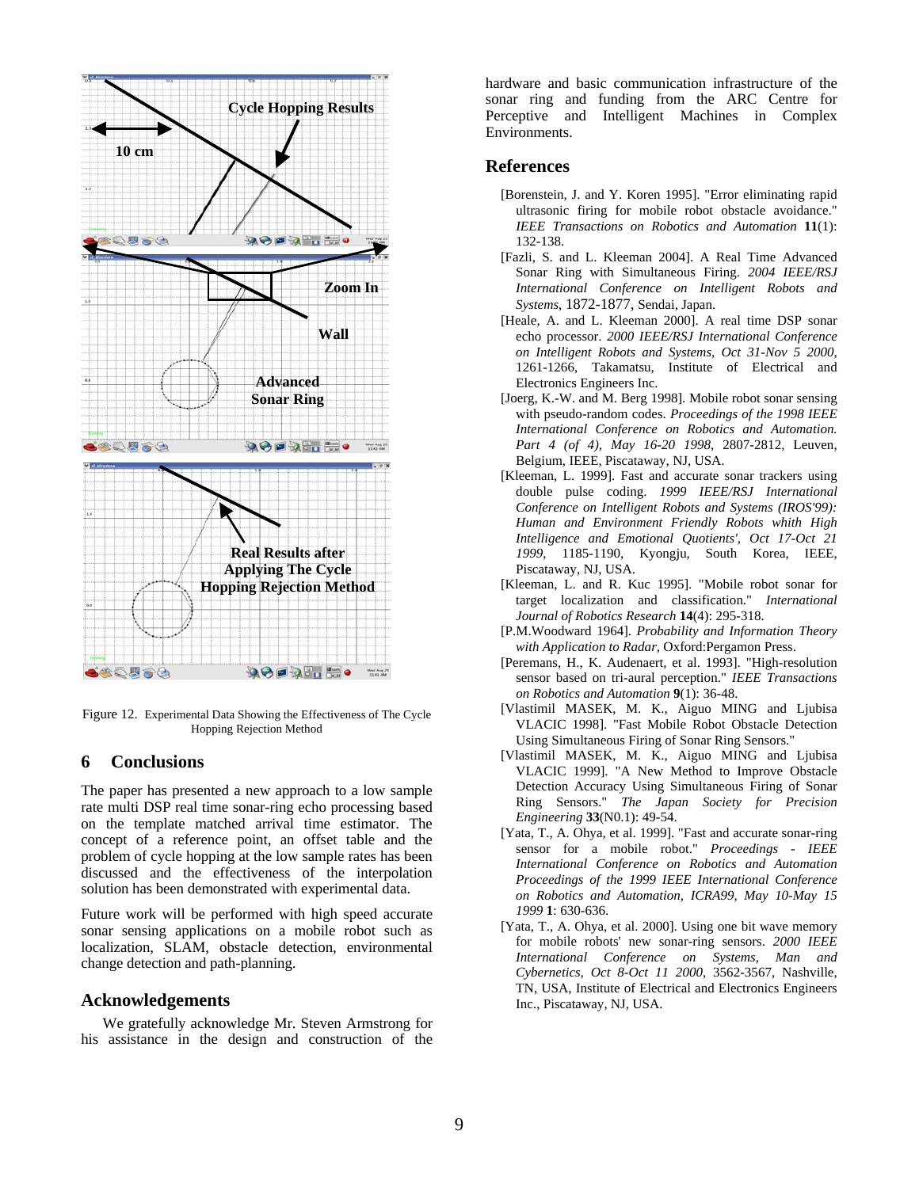Cycle Hopping Results

10 cm

Zoom In

Wall

Advanced Sonar Ring

Real Results after Applying The Cycle Hopping Rejection Method

Figure 12. Experimental Data Showing the Effectiveness of The Cycle Hopping Rejection Method

## 6 Conclusions

The paper has presented a new approach to a low sample rate multi DSP real time sonar-ring echo processing based on the template matched arrival time estimator. The concept of a reference point, an offset table and the problem of cycle hopping at the low sample rates has been discussed and the effectiveness of the interpolation solution has been demonstrated with experimental data.

Future work will be performed with high speed accurate sonar sensing applications on a mobile robot such as localization, SLAM, obstacle detection, environmental change detection and path-planning.

## Acknowledgements

We gratefully acknowledge Mr. Steven Armstrong for his assistance in the design and construction of the hardware and basic communication infrastructure of the sonar ring and funding from the ARC Centre for Perceptive and Intelligent Machines in Complex Environments.

## References

[Borenstein, J. and Y. Koren 1995]. "Error eliminating rapid ultrasonic firing for mobile robot obstacle avoidance." *IEEE Transactions on Robotics and Automation* **11**(1): 132-138.

[Fazli, S. and L. Kleeman 2004]. A Real Time Advanced Sonar Ring with Simultaneous Firing. *2004 IEEE/RSJ International Conference on Intelligent Robots and Systems*, 1872-1877, Sendai, Japan.

[Heale, A. and L. Kleeman 2000]. A real time DSP sonar echo processor. *2000 IEEE/RSJ International Conference on Intelligent Robots and Systems, Oct 31-Nov 5 2000*, 1261-1266, Takamatsu, Institute of Electrical and Electronics Engineers Inc.

[Joerg, K.-W. and M. Berg 1998]. Mobile robot sonar sensing with pseudo-random codes. *Proceedings of the 1998 IEEE International Conference on Robotics and Automation. Part 4 (of 4), May 16-20 1998*, 2807-2812, Leuven, Belgium, IEEE, Piscataway, NJ, USA.

[Kleeman, L. 1999]. Fast and accurate sonar trackers using double pulse coding. *1999 IEEE/RSJ International Conference on Intelligent Robots and Systems (IROS'99): Human and Environment Friendly Robots whith High Intelligence and Emotional Quotients', Oct 17-Oct 21 1999*, 1185-1190, Kyongju, South Korea, IEEE, Piscataway, NJ, USA.

[Kleeman, L. and R. Kuc 1995]. "Mobile robot sonar for target localization and classification." *International Journal of Robotics Research* **14**(4): 295-318.

[P.M.Woodward 1964]. *Probability and Information Theory with Application to Radar*, Oxford:Pergamon Press.

[Peremans, H., K. Audenaert, et al. 1993]. "High-resolution sensor based on tri-aural perception." *IEEE Transactions on Robotics and Automation* **9**(1): 36-48.

[Vlastimil MASEK, M. K., Aiguo MING and Ljubisa VLACIC 1998]. "Fast Mobile Robot Obstacle Detection Using Simultaneous Firing of Sonar Ring Sensors."

[Vlastimil MASEK, M. K., Aiguo MING and Ljubisa VLACIC 1999]. "A New Method to Improve Obstacle Detection Accuracy Using Simultaneous Firing of Sonar Ring Sensors." *The Japan Society for Precision Engineering* **33**(N0.1): 49-54.

[Yata, T., A. Ohya, et al. 1999]. "Fast and accurate sonar-ring sensor for a mobile robot." *Proceedings - IEEE International Conference on Robotics and Automation Proceedings of the 1999 IEEE International Conference on Robotics and Automation, ICRA99, May 10-May 15 1999* **1**: 630-636.

[Yata, T., A. Ohya, et al. 2000]. Using one bit wave memory for mobile robots' new sonar-ring sensors. *2000 IEEE International Conference on Systems, Man and Cybernetics, Oct 8-Oct 11 2000*, 3562-3567, Nashville, TN, USA, Institute of Electrical and Electronics Engineers Inc., Piscataway, NJ, USA.